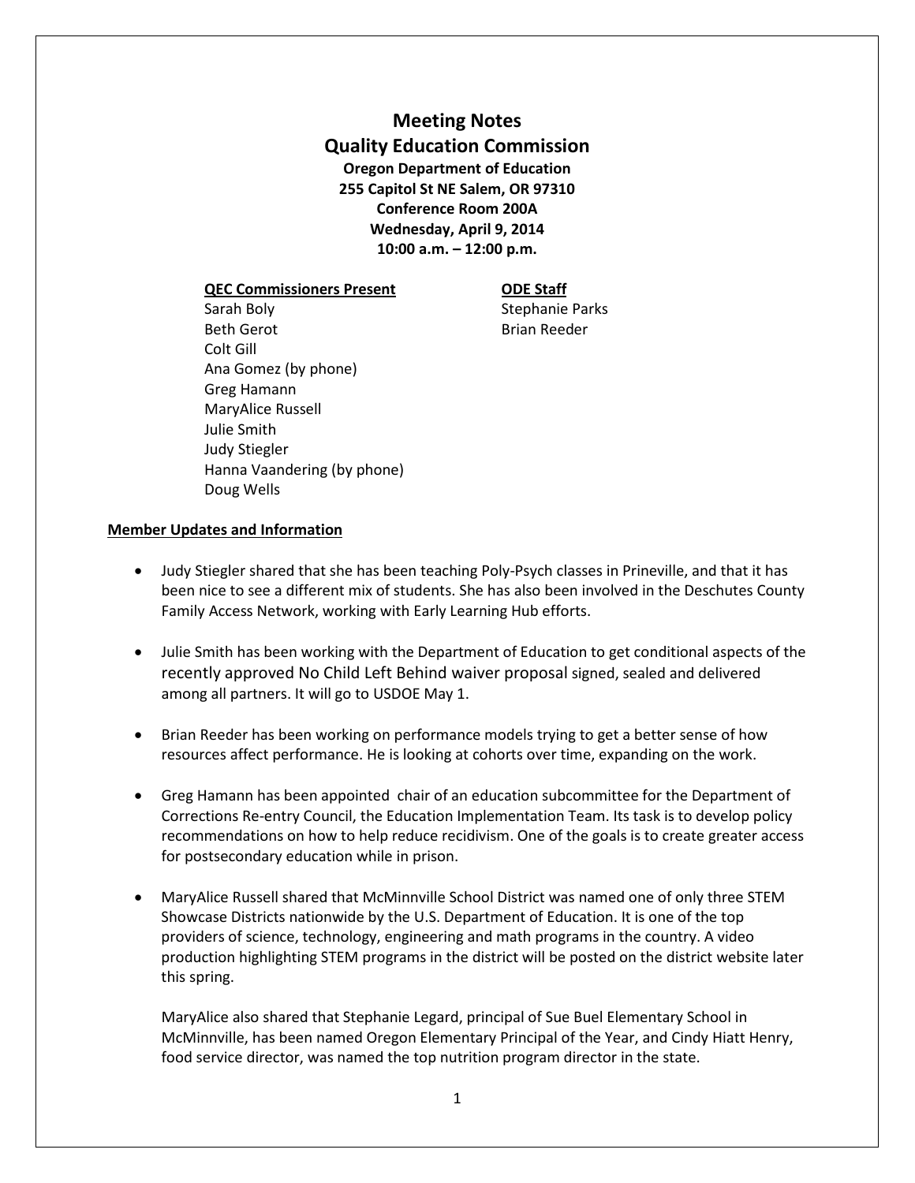# Meeting Notes
# Quality Education Commission

**Oregon Department of Education**
**255 Capitol St NE Salem, OR 97310**
**Conference Room 200A**
**Wednesday, April 9, 2014**
**10:00 a.m. – 12:00 p.m.**

| QEC Commissioners Present | ODE Staff |
|---|---|
| Sarah Boly | Stephanie Parks |
| Beth Gerot | Brian Reeder |
| Colt Gill | |
| Ana Gomez (by phone) | |
| Greg Hamann | |
| MaryAlice Russell | |
| Julie Smith | |
| Judy Stiegler | |
| Hanna Vaandering (by phone) | |
| Doug Wells | |

## Member Updates and Information

- Judy Stiegler shared that she has been teaching Poly-Psych classes in Prineville, and that it has been nice to see a different mix of students. She has also been involved in the Deschutes County Family Access Network, working with Early Learning Hub efforts.

- Julie Smith has been working with the Department of Education to get conditional aspects of the recently approved No Child Left Behind waiver proposal signed, sealed and delivered among all partners. It will go to USDOE May 1.

- Brian Reeder has been working on performance models trying to get a better sense of how resources affect performance. He is looking at cohorts over time, expanding on the work.

- Greg Hamann has been appointed chair of an education subcommittee for the Department of Corrections Re-entry Council, the Education Implementation Team. Its task is to develop policy recommendations on how to help reduce recidivism. One of the goals is to create greater access for postsecondary education while in prison.

- MaryAlice Russell shared that McMinnville School District was named one of only three STEM Showcase Districts nationwide by the U.S. Department of Education. It is one of the top providers of science, technology, engineering and math programs in the country. A video production highlighting STEM programs in the district will be posted on the district website later this spring.

  MaryAlice also shared that Stephanie Legard, principal of Sue Buel Elementary School in McMinnville, has been named Oregon Elementary Principal of the Year, and Cindy Hiatt Henry, food service director, was named the top nutrition program director in the state.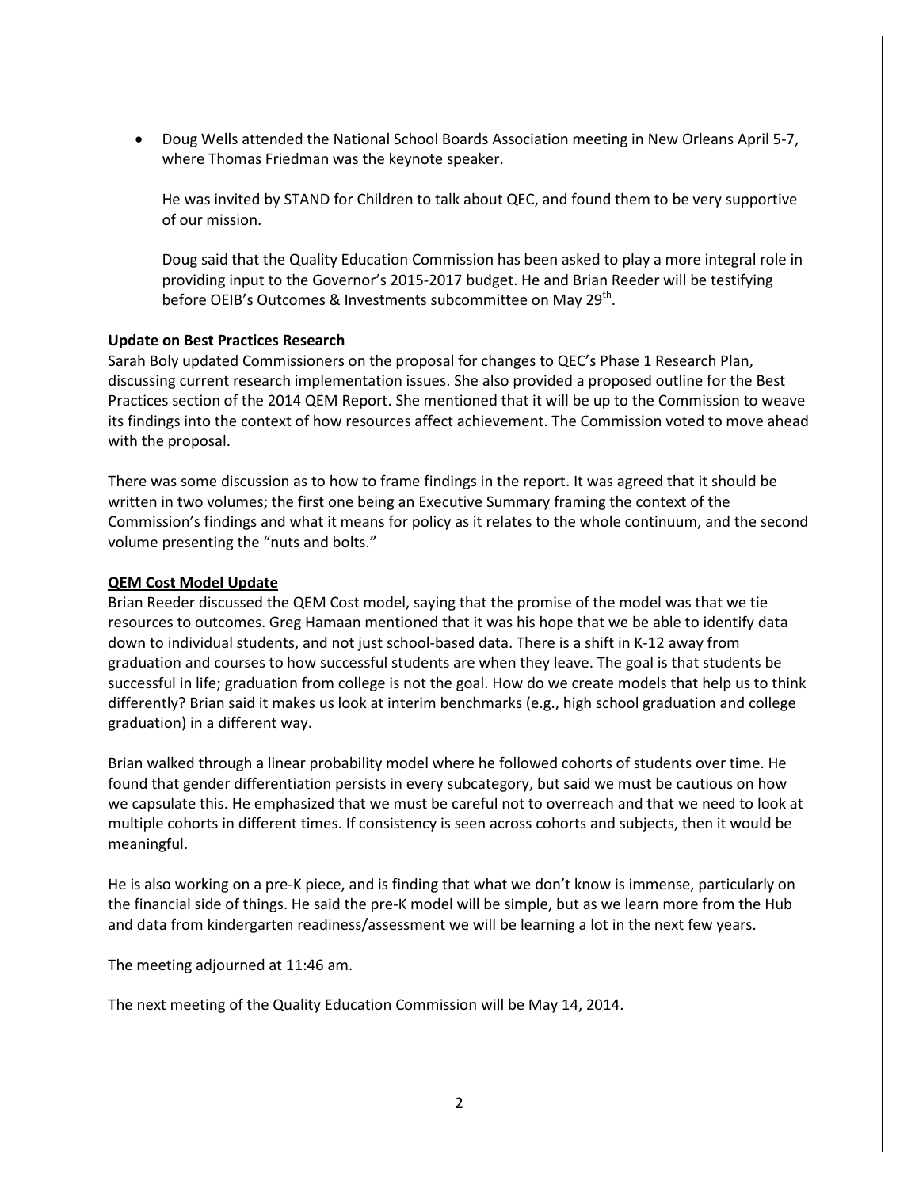- Doug Wells attended the National School Boards Association meeting in New Orleans April 5-7, where Thomas Friedman was the keynote speaker.

  He was invited by STAND for Children to talk about QEC, and found them to be very supportive of our mission.

  Doug said that the Quality Education Commission has been asked to play a more integral role in providing input to the Governor's 2015-2017 budget. He and Brian Reeder will be testifying before OEIB's Outcomes & Investments subcommittee on May 29th.

**Update on Best Practices Research**

Sarah Boly updated Commissioners on the proposal for changes to QEC's Phase 1 Research Plan, discussing current research implementation issues. She also provided a proposed outline for the Best Practices section of the 2014 QEM Report. She mentioned that it will be up to the Commission to weave its findings into the context of how resources affect achievement. The Commission voted to move ahead with the proposal.

There was some discussion as to how to frame findings in the report. It was agreed that it should be written in two volumes; the first one being an Executive Summary framing the context of the Commission's findings and what it means for policy as it relates to the whole continuum, and the second volume presenting the "nuts and bolts."

**QEM Cost Model Update**

Brian Reeder discussed the QEM Cost model, saying that the promise of the model was that we tie resources to outcomes. Greg Hamaan mentioned that it was his hope that we be able to identify data down to individual students, and not just school-based data. There is a shift in K-12 away from graduation and courses to how successful students are when they leave. The goal is that students be successful in life; graduation from college is not the goal. How do we create models that help us to think differently? Brian said it makes us look at interim benchmarks (e.g., high school graduation and college graduation) in a different way.

Brian walked through a linear probability model where he followed cohorts of students over time. He found that gender differentiation persists in every subcategory, but said we must be cautious on how we capsulate this. He emphasized that we must be careful not to overreach and that we need to look at multiple cohorts in different times. If consistency is seen across cohorts and subjects, then it would be meaningful.

He is also working on a pre-K piece, and is finding that what we don't know is immense, particularly on the financial side of things. He said the pre-K model will be simple, but as we learn more from the Hub and data from kindergarten readiness/assessment we will be learning a lot in the next few years.

The meeting adjourned at 11:46 am.

The next meeting of the Quality Education Commission will be May 14, 2014.